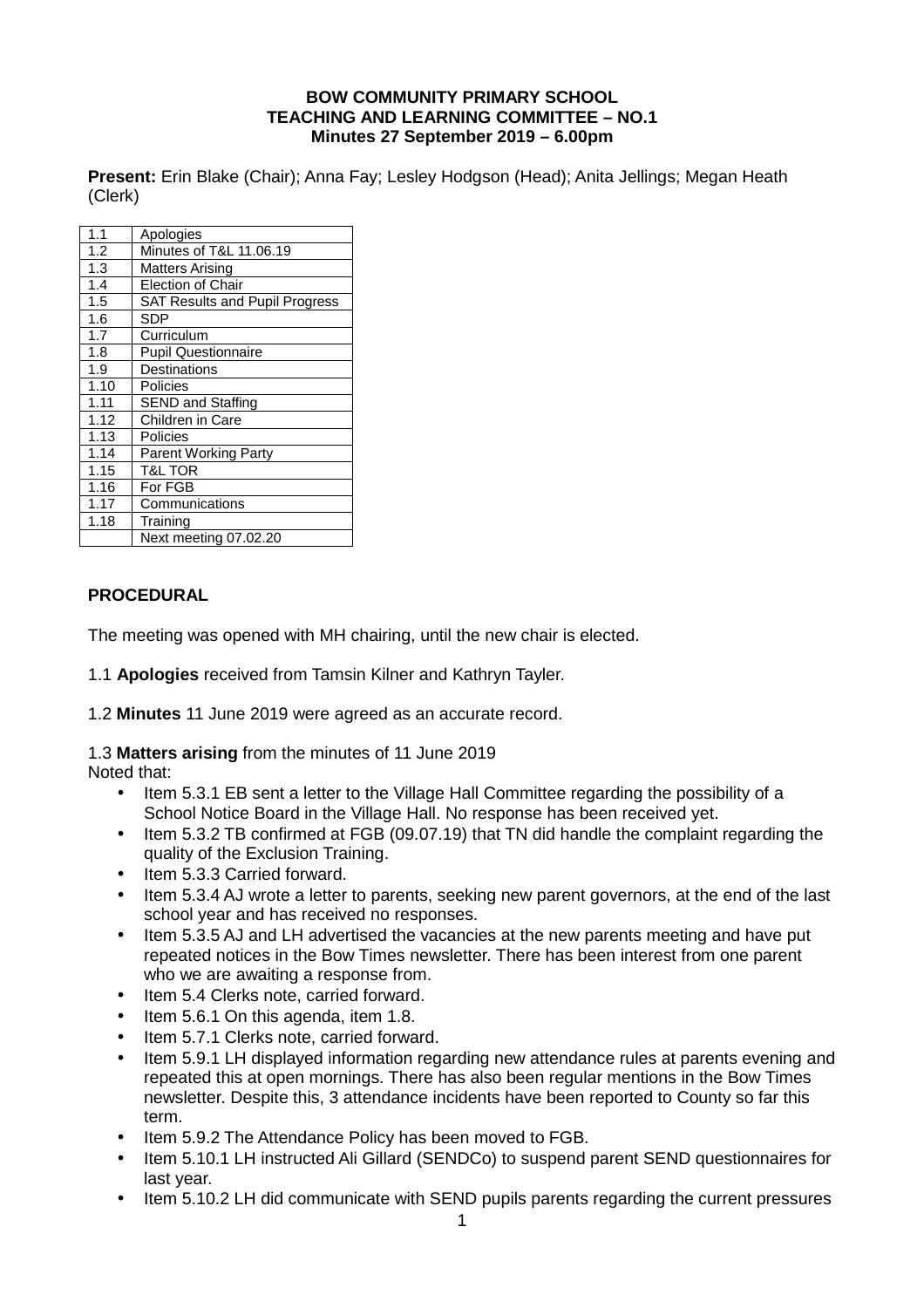**BOW COMMUNITY PRIMARY SCHOOL**
**TEACHING AND LEARNING COMMITTEE – NO.1**
**Minutes 27 September 2019 – 6.00pm**

**Present:** Erin Blake (Chair); Anna Fay; Lesley Hodgson (Head); Anita Jellings; Megan Heath (Clerk)

| | |
|---|---|
| 1.1 | Apologies |
| 1.2 | Minutes of T&L 11.06.19 |
| 1.3 | Matters Arising |
| 1.4 | Election of Chair |
| 1.5 | SAT Results and Pupil Progress |
| 1.6 | SDP |
| 1.7 | Curriculum |
| 1.8 | Pupil Questionnaire |
| 1.9 | Destinations |
| 1.10 | Policies |
| 1.11 | SEND and Staffing |
| 1.12 | Children in Care |
| 1.13 | Policies |
| 1.14 | Parent Working Party |
| 1.15 | T&L TOR |
| 1.16 | For FGB |
| 1.17 | Communications |
| 1.18 | Training |
| | Next meeting 07.02.20 |

**PROCEDURAL**

The meeting was opened with MH chairing, until the new chair is elected.

1.1 **Apologies** received from Tamsin Kilner and Kathryn Tayler.

1.2 **Minutes** 11 June 2019 were agreed as an accurate record.

1.3 **Matters arising** from the minutes of 11 June 2019
Noted that:

- Item 5.3.1 EB sent a letter to the Village Hall Committee regarding the possibility of a School Notice Board in the Village Hall. No response has been received yet.
- Item 5.3.2 TB confirmed at FGB (09.07.19) that TN did handle the complaint regarding the quality of the Exclusion Training.
- Item 5.3.3 Carried forward.
- Item 5.3.4 AJ wrote a letter to parents, seeking new parent governors, at the end of the last school year and has received no responses.
- Item 5.3.5 AJ and LH advertised the vacancies at the new parents meeting and have put repeated notices in the Bow Times newsletter. There has been interest from one parent who we are awaiting a response from.
- Item 5.4 Clerks note, carried forward.
- Item 5.6.1 On this agenda, item 1.8.
- Item 5.7.1 Clerks note, carried forward.
- Item 5.9.1 LH displayed information regarding new attendance rules at parents evening and repeated this at open mornings. There has also been regular mentions in the Bow Times newsletter. Despite this, 3 attendance incidents have been reported to County so far this term.
- Item 5.9.2 The Attendance Policy has been moved to FGB.
- Item 5.10.1 LH instructed Ali Gillard (SENDCo) to suspend parent SEND questionnaires for last year.
- Item 5.10.2 LH did communicate with SEND pupils parents regarding the current pressures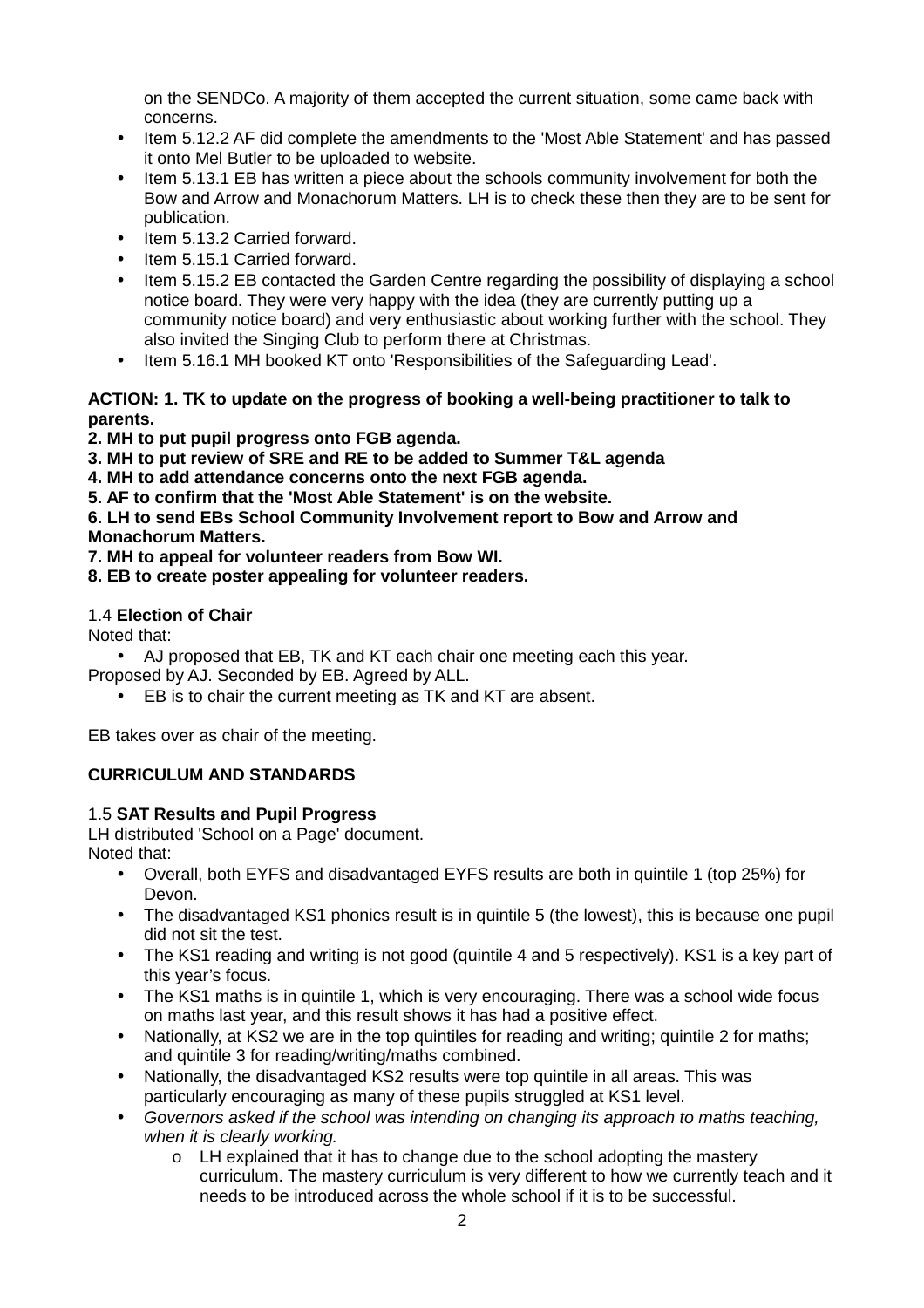on the SENDCo. A majority of them accepted the current situation, some came back with concerns.

- Item 5.12.2 AF did complete the amendments to the 'Most Able Statement' and has passed it onto Mel Butler to be uploaded to website.
- Item 5.13.1 EB has written a piece about the schools community involvement for both the Bow and Arrow and Monachorum Matters. LH is to check these then they are to be sent for publication.
- Item 5.13.2 Carried forward.
- Item 5.15.1 Carried forward.
- Item 5.15.2 EB contacted the Garden Centre regarding the possibility of displaying a school notice board. They were very happy with the idea (they are currently putting up a community notice board) and very enthusiastic about working further with the school. They also invited the Singing Club to perform there at Christmas.
- Item 5.16.1 MH booked KT onto 'Responsibilities of the Safeguarding Lead'.

**ACTION: 1. TK to update on the progress of booking a well-being practitioner to talk to parents.**
**2. MH to put pupil progress onto FGB agenda.**
**3. MH to put review of SRE and RE to be added to Summer T&L agenda**
**4. MH to add attendance concerns onto the next FGB agenda.**
**5. AF to confirm that the 'Most Able Statement' is on the website.**
**6. LH to send EBs School Community Involvement report to Bow and Arrow and Monachorum Matters.**
**7. MH to appeal for volunteer readers from Bow WI.**
**8. EB to create poster appealing for volunteer readers.**

1.4 **Election of Chair**
Noted that:

- AJ proposed that EB, TK and KT each chair one meeting each this year.

Proposed by AJ. Seconded by EB. Agreed by ALL.

- EB is to chair the current meeting as TK and KT are absent.

EB takes over as chair of the meeting.

**CURRICULUM AND STANDARDS**

1.5 **SAT Results and Pupil Progress**
LH distributed 'School on a Page' document.
Noted that:

- Overall, both EYFS and disadvantaged EYFS results are both in quintile 1 (top 25%) for Devon.
- The disadvantaged KS1 phonics result is in quintile 5 (the lowest), this is because one pupil did not sit the test.
- The KS1 reading and writing is not good (quintile 4 and 5 respectively). KS1 is a key part of this year's focus.
- The KS1 maths is in quintile 1, which is very encouraging. There was a school wide focus on maths last year, and this result shows it has had a positive effect.
- Nationally, at KS2 we are in the top quintiles for reading and writing; quintile 2 for maths; and quintile 3 for reading/writing/maths combined.
- Nationally, the disadvantaged KS2 results were top quintile in all areas. This was particularly encouraging as many of these pupils struggled at KS1 level.
- *Governors asked if the school was intending on changing its approach to maths teaching, when it is clearly working.*
    - LH explained that it has to change due to the school adopting the mastery curriculum. The mastery curriculum is very different to how we currently teach and it needs to be introduced across the whole school if it is to be successful.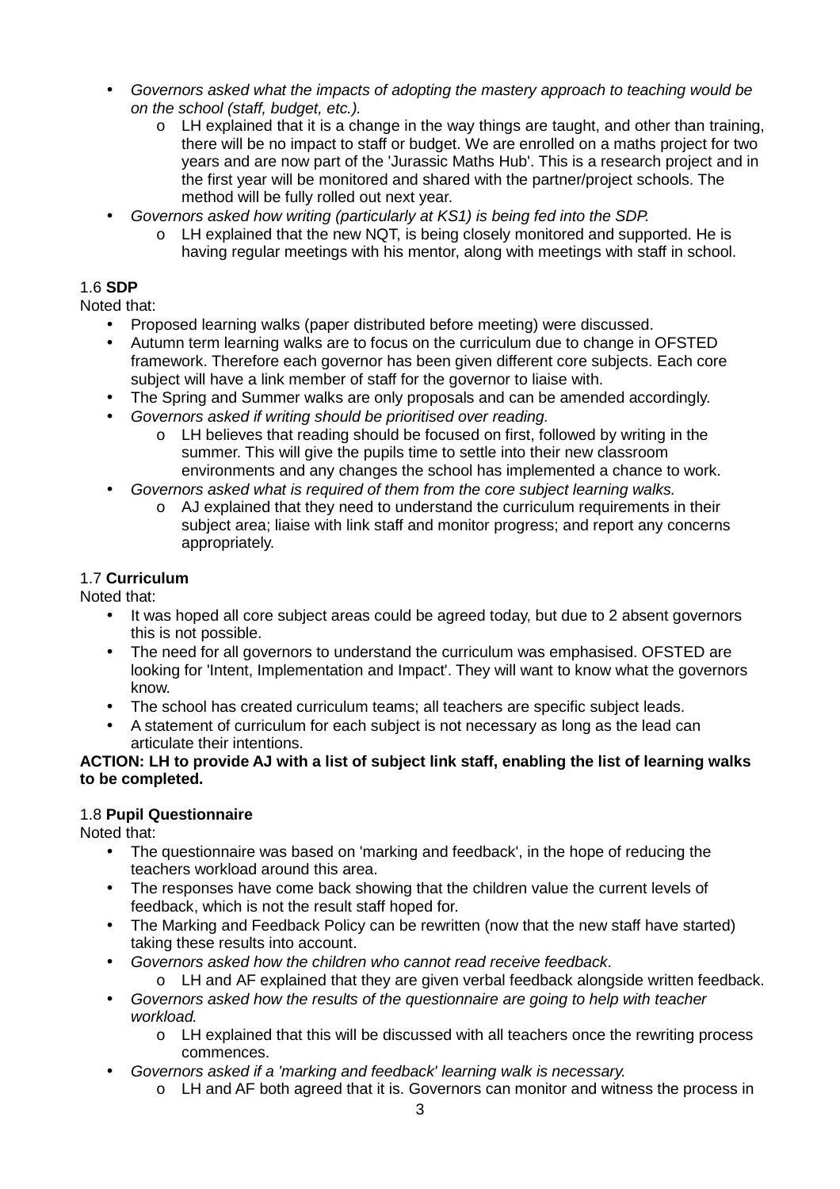- *Governors asked what the impacts of adopting the mastery approach to teaching would be on the school (staff, budget, etc.).*
  - LH explained that it is a change in the way things are taught, and other than training, there will be no impact to staff or budget. We are enrolled on a maths project for two years and are now part of the 'Jurassic Maths Hub'. This is a research project and in the first year will be monitored and shared with the partner/project schools. The method will be fully rolled out next year.
- *Governors asked how writing (particularly at KS1) is being fed into the SDP.*
  - LH explained that the new NQT, is being closely monitored and supported. He is having regular meetings with his mentor, along with meetings with staff in school.

1.6 **SDP**

Noted that:

- Proposed learning walks (paper distributed before meeting) were discussed.
- Autumn term learning walks are to focus on the curriculum due to change in OFSTED framework. Therefore each governor has been given different core subjects. Each core subject will have a link member of staff for the governor to liaise with.
- The Spring and Summer walks are only proposals and can be amended accordingly.
- *Governors asked if writing should be prioritised over reading.*
  - LH believes that reading should be focused on first, followed by writing in the summer. This will give the pupils time to settle into their new classroom environments and any changes the school has implemented a chance to work.
- *Governors asked what is required of them from the core subject learning walks.*
  - AJ explained that they need to understand the curriculum requirements in their subject area; liaise with link staff and monitor progress; and report any concerns appropriately.

1.7 **Curriculum**

Noted that:

- It was hoped all core subject areas could be agreed today, but due to 2 absent governors this is not possible.
- The need for all governors to understand the curriculum was emphasised. OFSTED are looking for 'Intent, Implementation and Impact'. They will want to know what the governors know.
- The school has created curriculum teams; all teachers are specific subject leads.
- A statement of curriculum for each subject is not necessary as long as the lead can articulate their intentions.

**ACTION: LH to provide AJ with a list of subject link staff, enabling the list of learning walks to be completed.**

1.8 **Pupil Questionnaire**

Noted that:

- The questionnaire was based on 'marking and feedback', in the hope of reducing the teachers workload around this area.
- The responses have come back showing that the children value the current levels of feedback, which is not the result staff hoped for.
- The Marking and Feedback Policy can be rewritten (now that the new staff have started) taking these results into account.
- *Governors asked how the children who cannot read receive feedback.*
  - LH and AF explained that they are given verbal feedback alongside written feedback.
- *Governors asked how the results of the questionnaire are going to help with teacher workload.*
  - LH explained that this will be discussed with all teachers once the rewriting process commences.
- *Governors asked if a 'marking and feedback' learning walk is necessary.*
  - LH and AF both agreed that it is. Governors can monitor and witness the process in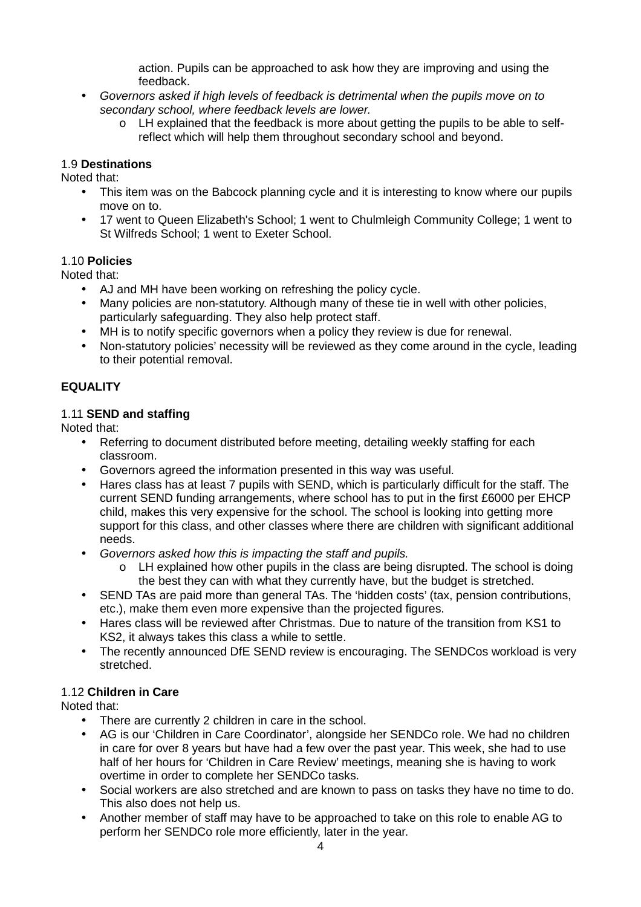action. Pupils can be approached to ask how they are improving and using the feedback.

- *Governors asked if high levels of feedback is detrimental when the pupils move on to secondary school, where feedback levels are lower.*
  - LH explained that the feedback is more about getting the pupils to be able to self-reflect which will help them throughout secondary school and beyond.

1.9 **Destinations**

Noted that:

- This item was on the Babcock planning cycle and it is interesting to know where our pupils move on to.
- 17 went to Queen Elizabeth's School; 1 went to Chulmleigh Community College; 1 went to St Wilfreds School; 1 went to Exeter School.

1.10 **Policies**

Noted that:

- AJ and MH have been working on refreshing the policy cycle.
- Many policies are non-statutory. Although many of these tie in well with other policies, particularly safeguarding. They also help protect staff.
- MH is to notify specific governors when a policy they review is due for renewal.
- Non-statutory policies' necessity will be reviewed as they come around in the cycle, leading to their potential removal.

**EQUALITY**

1.11 **SEND and staffing**

Noted that:

- Referring to document distributed before meeting, detailing weekly staffing for each classroom.
- Governors agreed the information presented in this way was useful.
- Hares class has at least 7 pupils with SEND, which is particularly difficult for the staff. The current SEND funding arrangements, where school has to put in the first £6000 per EHCP child, makes this very expensive for the school. The school is looking into getting more support for this class, and other classes where there are children with significant additional needs.
- *Governors asked how this is impacting the staff and pupils.*
  - LH explained how other pupils in the class are being disrupted. The school is doing the best they can with what they currently have, but the budget is stretched.
- SEND TAs are paid more than general TAs. The 'hidden costs' (tax, pension contributions, etc.), make them even more expensive than the projected figures.
- Hares class will be reviewed after Christmas. Due to nature of the transition from KS1 to KS2, it always takes this class a while to settle.
- The recently announced DfE SEND review is encouraging. The SENDCos workload is very stretched.

1.12 **Children in Care**

Noted that:

- There are currently 2 children in care in the school.
- AG is our 'Children in Care Coordinator', alongside her SENDCo role. We had no children in care for over 8 years but have had a few over the past year. This week, she had to use half of her hours for 'Children in Care Review' meetings, meaning she is having to work overtime in order to complete her SENDCo tasks.
- Social workers are also stretched and are known to pass on tasks they have no time to do. This also does not help us.
- Another member of staff may have to be approached to take on this role to enable AG to perform her SENDCo role more efficiently, later in the year.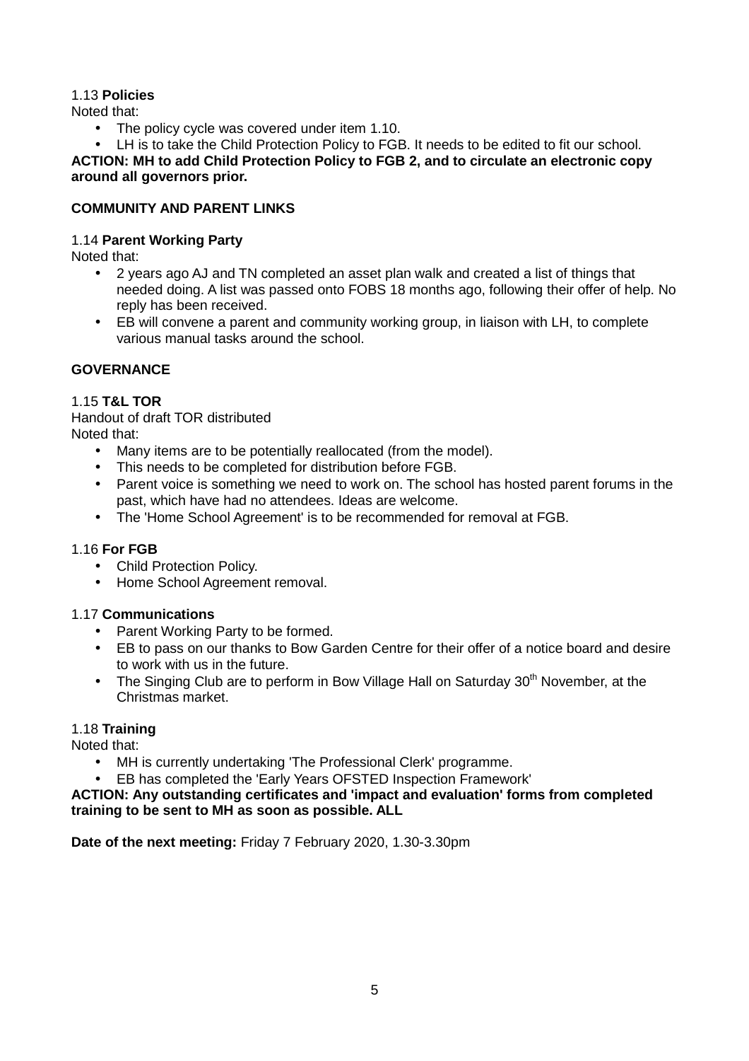1.13 **Policies**

Noted that:

- The policy cycle was covered under item 1.10.
- LH is to take the Child Protection Policy to FGB. It needs to be edited to fit our school.

**ACTION: MH to add Child Protection Policy to FGB 2, and to circulate an electronic copy around all governors prior.**

**COMMUNITY AND PARENT LINKS**

1.14 **Parent Working Party**

Noted that:

- 2 years ago AJ and TN completed an asset plan walk and created a list of things that needed doing. A list was passed onto FOBS 18 months ago, following their offer of help. No reply has been received.
- EB will convene a parent and community working group, in liaison with LH, to complete various manual tasks around the school.

**GOVERNANCE**

1.15 **T&L TOR**

Handout of draft TOR distributed

Noted that:

- Many items are to be potentially reallocated (from the model).
- This needs to be completed for distribution before FGB.
- Parent voice is something we need to work on. The school has hosted parent forums in the past, which have had no attendees. Ideas are welcome.
- The 'Home School Agreement' is to be recommended for removal at FGB.

1.16 **For FGB**

- Child Protection Policy.
- Home School Agreement removal.

1.17 **Communications**

- Parent Working Party to be formed.
- EB to pass on our thanks to Bow Garden Centre for their offer of a notice board and desire to work with us in the future.
- The Singing Club are to perform in Bow Village Hall on Saturday 30th November, at the Christmas market.

1.18 **Training**

Noted that:

- MH is currently undertaking 'The Professional Clerk' programme.
- EB has completed the 'Early Years OFSTED Inspection Framework'

**ACTION: Any outstanding certificates and 'impact and evaluation' forms from completed training to be sent to MH as soon as possible. ALL**

**Date of the next meeting:** Friday 7 February 2020, 1.30-3.30pm